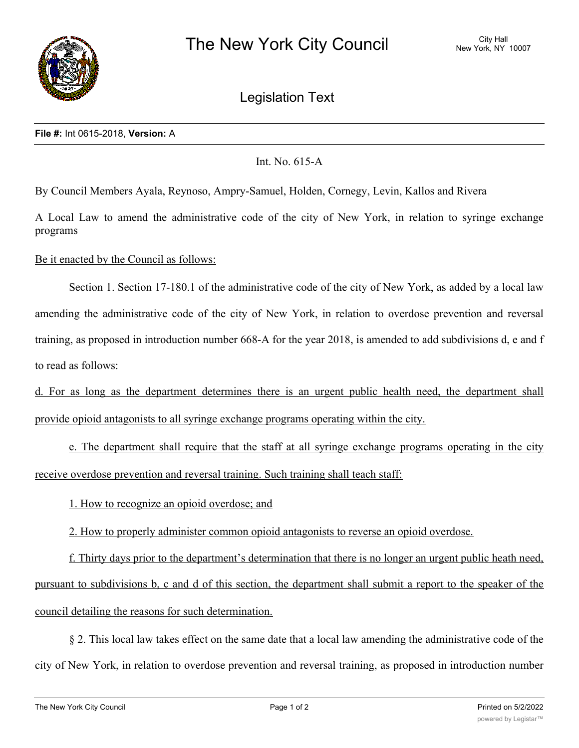# The New York City Council

City Hall
New York, NY 10007

## Legislation Text

**File #:** Int 0615-2018, **Version:** A

Int. No. 615-A

By Council Members Ayala, Reynoso, Ampry-Samuel, Holden, Cornegy, Levin, Kallos and Rivera

A Local Law to amend the administrative code of the city of New York, in relation to syringe exchange programs

Be it enacted by the Council as follows:

Section 1. Section 17-180.1 of the administrative code of the city of New York, as added by a local law amending the administrative code of the city of New York, in relation to overdose prevention and reversal training, as proposed in introduction number 668-A for the year 2018, is amended to add subdivisions d, e and f to read as follows:

d. For as long as the department determines there is an urgent public health need, the department shall provide opioid antagonists to all syringe exchange programs operating within the city.

e. The department shall require that the staff at all syringe exchange programs operating in the city receive overdose prevention and reversal training. Such training shall teach staff:

1. How to recognize an opioid overdose; and

2. How to properly administer common opioid antagonists to reverse an opioid overdose.

f. Thirty days prior to the department's determination that there is no longer an urgent public heath need, pursuant to subdivisions b, c and d of this section, the department shall submit a report to the speaker of the council detailing the reasons for such determination.

§ 2. This local law takes effect on the same date that a local law amending the administrative code of the city of New York, in relation to overdose prevention and reversal training, as proposed in introduction number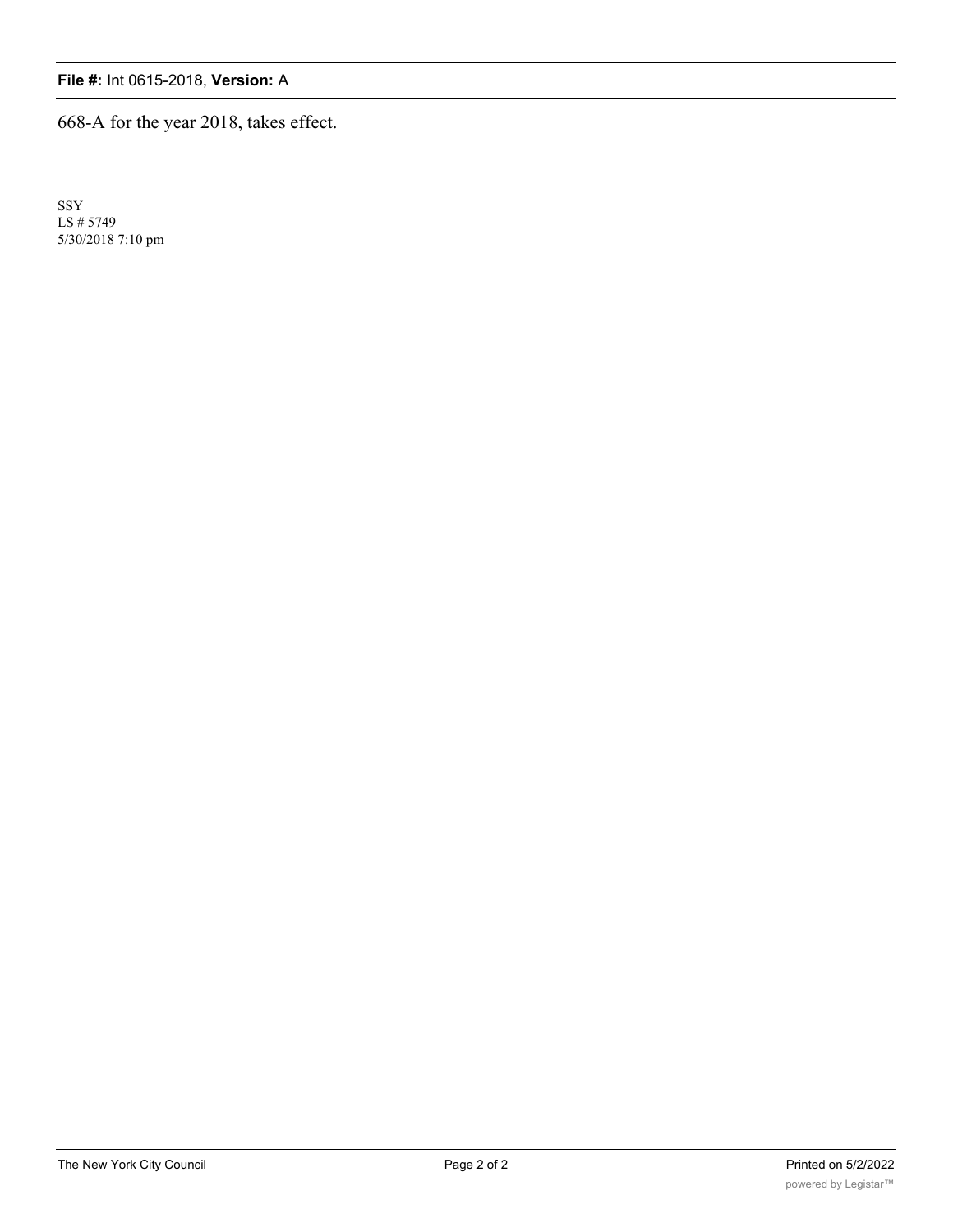668-A for the year 2018, takes effect.

SSY
LS # 5749
5/30/2018 7:10 pm